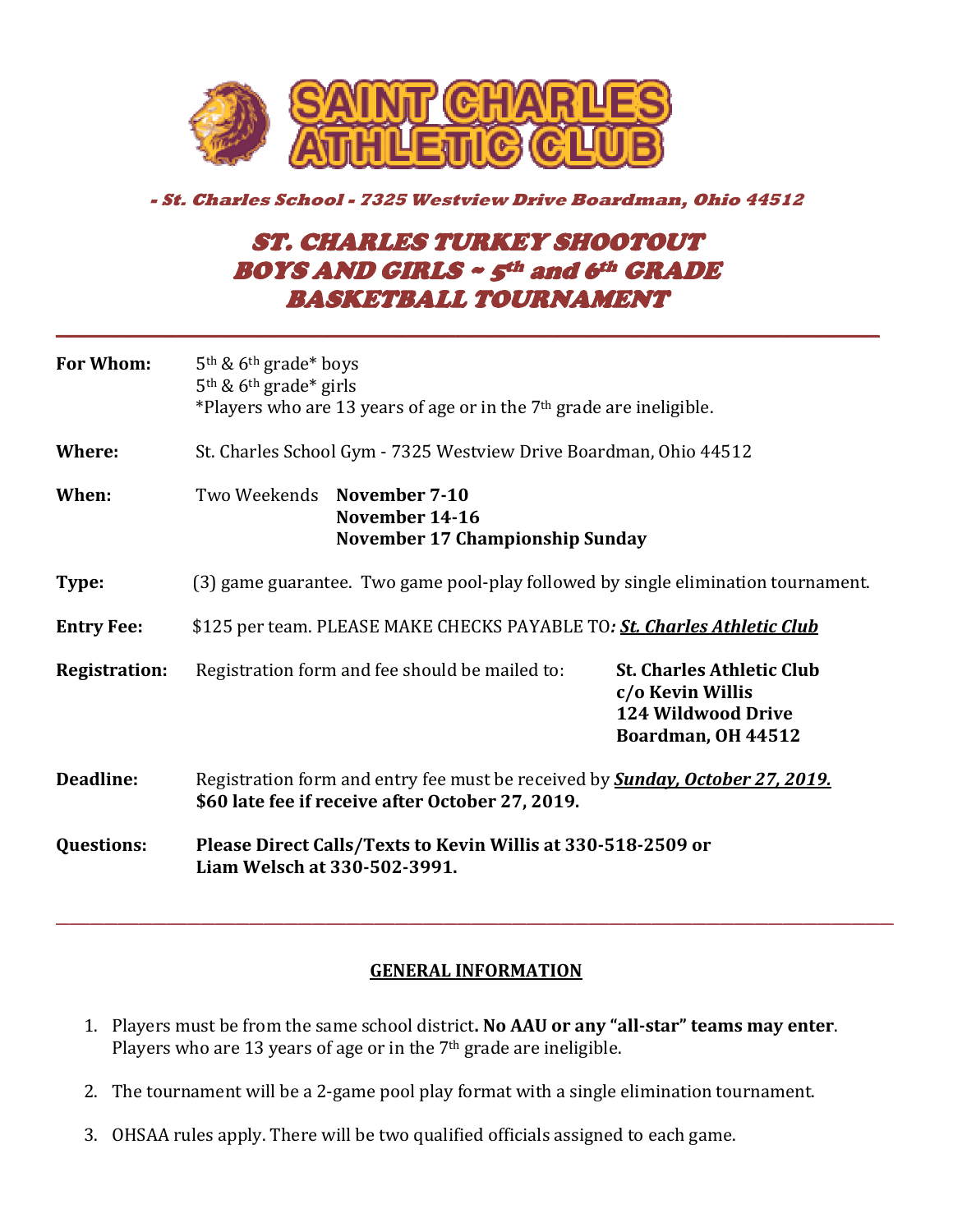# SAINT CHARLES ATHLETIC CLUB

*- St. Charles School - 7325 Westview Drive Boardman, Ohio 44512*

# ST. CHARLES TURKEY SHOOTOUT
# BOYS AND GIRLS ~ 5th and 6th GRADE
# BASKETBALL TOURNAMENT

---

**For Whom:** 5th & 6th grade* boys
5th & 6th grade* girls
*Players who are 13 years of age or in the 7th grade are ineligible.

**Where:** St. Charles School Gym - 7325 Westview Drive Boardman, Ohio 44512

**When:** Two Weekends **November 7-10**
**November 14-16**
**November 17 Championship Sunday**

**Type:** (3) game guarantee. Two game pool-play followed by single elimination tournament.

**Entry Fee:** $125 per team. PLEASE MAKE CHECKS PAYABLE TO: ***St. Charles Athletic Club***

**Registration:** Registration form and fee should be mailed to:
**St. Charles Athletic Club**
**c/o Kevin Willis**
**124 Wildwood Drive**
**Boardman, OH 44512**

**Deadline:** Registration form and entry fee must be received by ***Sunday, October 27, 2019.***
**$60 late fee if receive after October 27, 2019.**

**Questions:** **Please Direct Calls/Texts to Kevin Willis at 330-518-2509 or Liam Welsch at 330-502-3991.**

---

## GENERAL INFORMATION

1. Players must be from the same school district**. No AAU or any "all-star" teams may enter**. Players who are 13 years of age or in the 7th grade are ineligible.

2. The tournament will be a 2-game pool play format with a single elimination tournament.

3. OHSAA rules apply. There will be two qualified officials assigned to each game.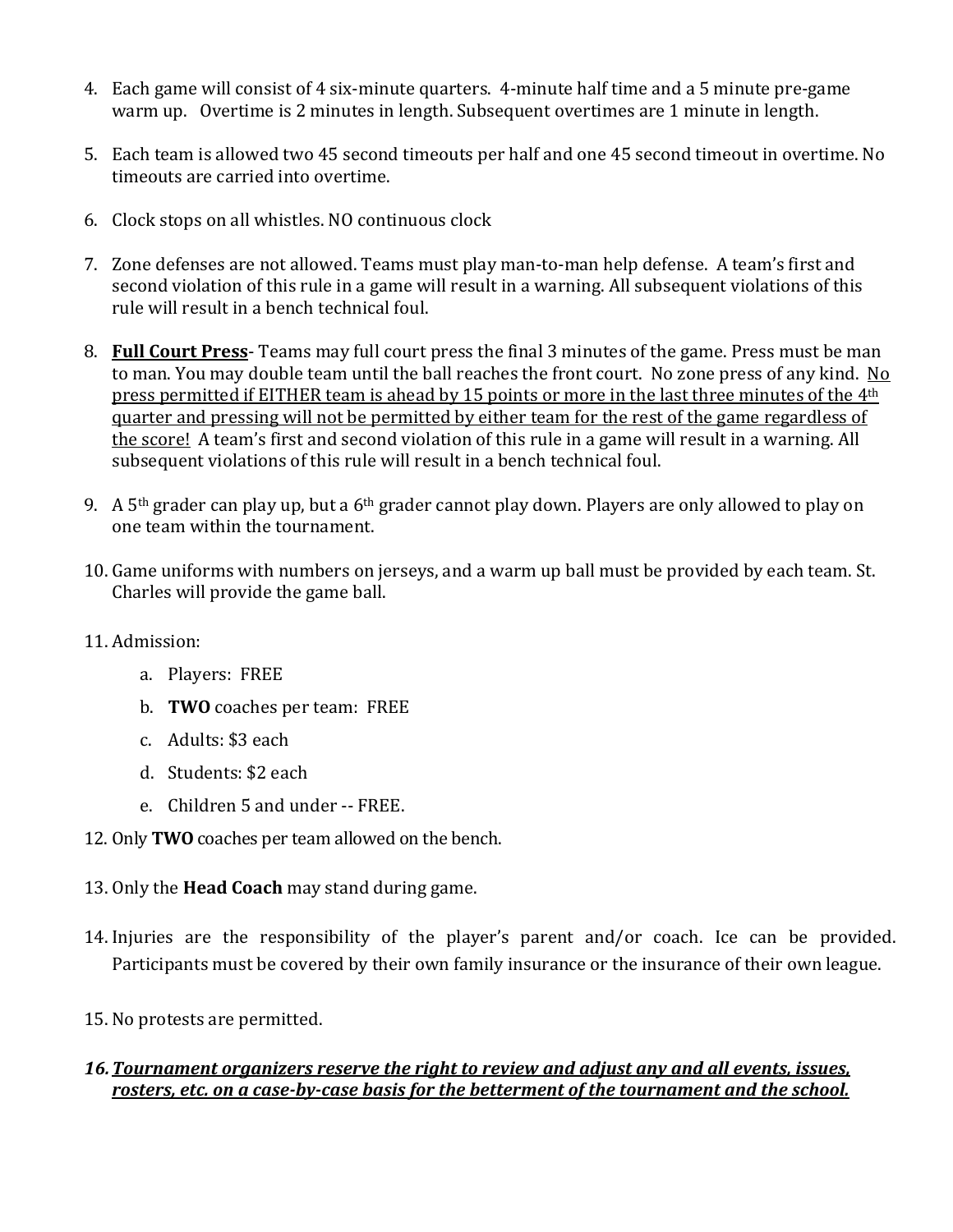4. Each game will consist of 4 six-minute quarters. 4-minute half time and a 5 minute pre-game warm up. Overtime is 2 minutes in length. Subsequent overtimes are 1 minute in length.

5. Each team is allowed two 45 second timeouts per half and one 45 second timeout in overtime. No timeouts are carried into overtime.

6. Clock stops on all whistles. NO continuous clock

7. Zone defenses are not allowed. Teams must play man-to-man help defense. A team's first and second violation of this rule in a game will result in a warning. All subsequent violations of this rule will result in a bench technical foul.

8. **Full Court Press**- Teams may full court press the final 3 minutes of the game. Press must be man to man. You may double team until the ball reaches the front court. No zone press of any kind. No press permitted if EITHER team is ahead by 15 points or more in the last three minutes of the 4th quarter and pressing will not be permitted by either team for the rest of the game regardless of the score! A team's first and second violation of this rule in a game will result in a warning. All subsequent violations of this rule will result in a bench technical foul.

9. A 5th grader can play up, but a 6th grader cannot play down. Players are only allowed to play on one team within the tournament.

10. Game uniforms with numbers on jerseys, and a warm up ball must be provided by each team. St. Charles will provide the game ball.

11. Admission:
    a. Players: FREE
    b. **TWO** coaches per team: FREE
    c. Adults: $3 each
    d. Students: $2 each
    e. Children 5 and under -- FREE.

12. Only **TWO** coaches per team allowed on the bench.

13. Only the **Head Coach** may stand during game.

14. Injuries are the responsibility of the player's parent and/or coach. Ice can be provided. Participants must be covered by their own family insurance or the insurance of their own league.

15. No protests are permitted.

16. ***Tournament organizers reserve the right to review and adjust any and all events, issues, rosters, etc. on a case-by-case basis for the betterment of the tournament and the school.***